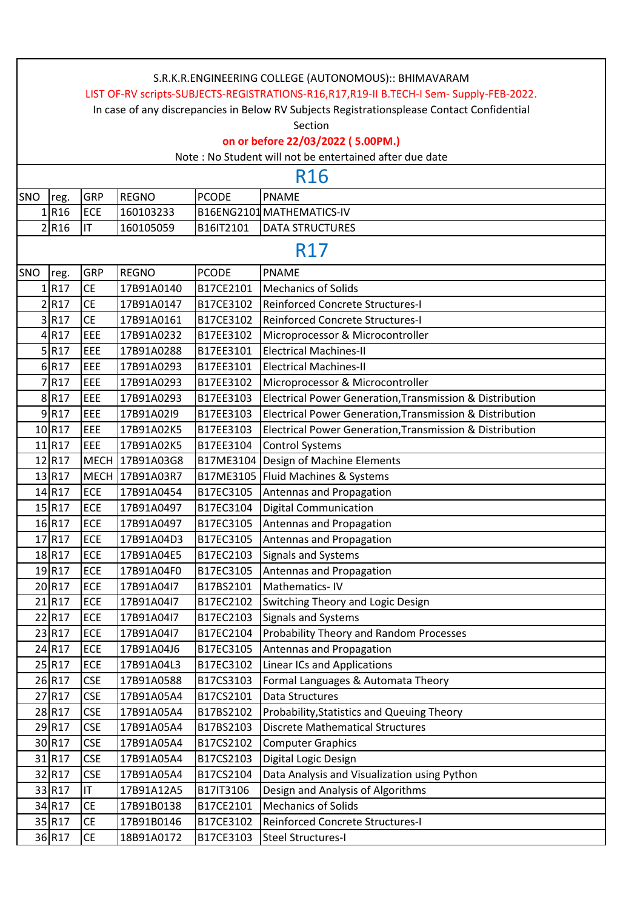S.R.K.R.ENGINEERING COLLEGE (AUTONOMOUS):: BHIMAVARAM

LIST OF-RV scripts-SUBJECTS-REGISTRATIONS-R16,R17,R19-II B.TECH-I Sem- Supply-FEB-2022.

In case of any discrepancies in Below RV Subjects Registrationsplease Contact Confidential Section

**on or before 22/03/2022 ( 5.00PM.)**

Note : No Student will not be entertained after due date

## R16

| SNO | reg. | GRP | REGNO | PCODE | PNAME |
|---|---|---|---|---|---|
| 1 | R16 | ECE | 160103233 | B16ENG2101 | MATHEMATICS-IV |
| 2 | R16 | IT | 160105059 | B16IT2101 | DATA STRUCTURES |

## R17

| SNO | reg. | GRP | REGNO | PCODE | PNAME |
|---|---|---|---|---|---|
| 1 | R17 | CE | 17B91A0140 | B17CE2101 | Mechanics of Solids |
| 2 | R17 | CE | 17B91A0147 | B17CE3102 | Reinforced Concrete Structures-I |
| 3 | R17 | CE | 17B91A0161 | B17CE3102 | Reinforced Concrete Structures-I |
| 4 | R17 | EEE | 17B91A0232 | B17EE3102 | Microprocessor & Microcontroller |
| 5 | R17 | EEE | 17B91A0288 | B17EE3101 | Electrical Machines-II |
| 6 | R17 | EEE | 17B91A0293 | B17EE3101 | Electrical Machines-II |
| 7 | R17 | EEE | 17B91A0293 | B17EE3102 | Microprocessor & Microcontroller |
| 8 | R17 | EEE | 17B91A0293 | B17EE3103 | Electrical Power Generation,Transmission & Distribution |
| 9 | R17 | EEE | 17B91A02I9 | B17EE3103 | Electrical Power Generation,Transmission & Distribution |
| 10 | R17 | EEE | 17B91A02K5 | B17EE3103 | Electrical Power Generation,Transmission & Distribution |
| 11 | R17 | EEE | 17B91A02K5 | B17EE3104 | Control Systems |
| 12 | R17 | MECH | 17B91A03G8 | B17ME3104 | Design of Machine Elements |
| 13 | R17 | MECH | 17B91A03R7 | B17ME3105 | Fluid Machines & Systems |
| 14 | R17 | ECE | 17B91A0454 | B17EC3105 | Antennas and Propagation |
| 15 | R17 | ECE | 17B91A0497 | B17EC3104 | Digital Communication |
| 16 | R17 | ECE | 17B91A0497 | B17EC3105 | Antennas and Propagation |
| 17 | R17 | ECE | 17B91A04D3 | B17EC3105 | Antennas and Propagation |
| 18 | R17 | ECE | 17B91A04E5 | B17EC2103 | Signals and Systems |
| 19 | R17 | ECE | 17B91A04F0 | B17EC3105 | Antennas and Propagation |
| 20 | R17 | ECE | 17B91A04I7 | B17BS2101 | Mathematics- IV |
| 21 | R17 | ECE | 17B91A04I7 | B17EC2102 | Switching Theory and Logic Design |
| 22 | R17 | ECE | 17B91A04I7 | B17EC2103 | Signals and Systems |
| 23 | R17 | ECE | 17B91A04I7 | B17EC2104 | Probability Theory and Random Processes |
| 24 | R17 | ECE | 17B91A04J6 | B17EC3105 | Antennas and Propagation |
| 25 | R17 | ECE | 17B91A04L3 | B17EC3102 | Linear ICs and Applications |
| 26 | R17 | CSE | 17B91A0588 | B17CS3103 | Formal Languages & Automata Theory |
| 27 | R17 | CSE | 17B91A05A4 | B17CS2101 | Data Structures |
| 28 | R17 | CSE | 17B91A05A4 | B17BS2102 | Probability,Statistics and Queuing Theory |
| 29 | R17 | CSE | 17B91A05A4 | B17BS2103 | Discrete Mathematical Structures |
| 30 | R17 | CSE | 17B91A05A4 | B17CS2102 | Computer Graphics |
| 31 | R17 | CSE | 17B91A05A4 | B17CS2103 | Digital Logic Design |
| 32 | R17 | CSE | 17B91A05A4 | B17CS2104 | Data Analysis and Visualization using Python |
| 33 | R17 | IT | 17B91A12A5 | B17IT3106 | Design and Analysis of Algorithms |
| 34 | R17 | CE | 17B91B0138 | B17CE2101 | Mechanics of Solids |
| 35 | R17 | CE | 17B91B0146 | B17CE3102 | Reinforced Concrete Structures-I |
| 36 | R17 | CE | 18B91A0172 | B17CE3103 | Steel Structures-I |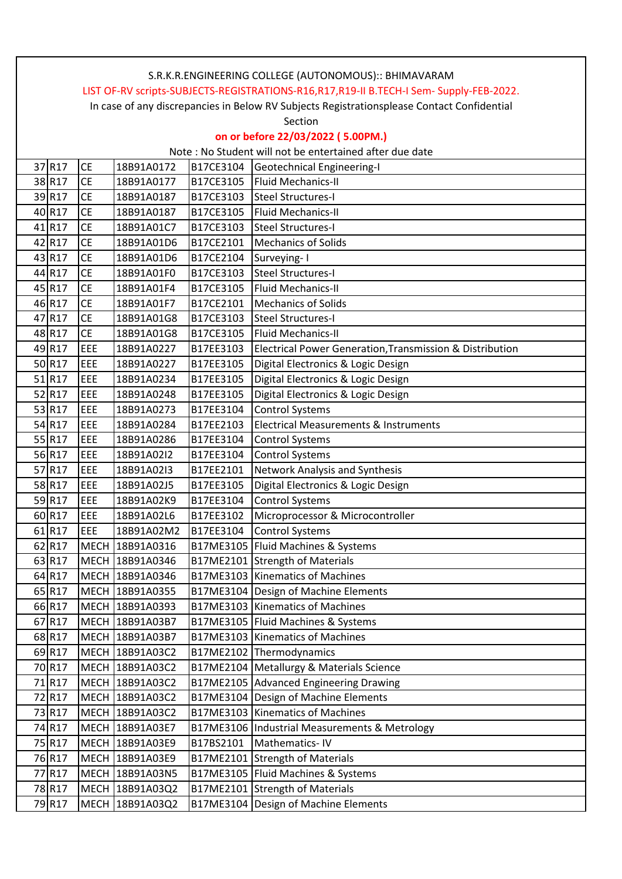S.R.K.R.ENGINEERING COLLEGE (AUTONOMOUS):: BHIMAVARAM

LIST OF-RV scripts-SUBJECTS-REGISTRATIONS-R16,R17,R19-II B.TECH-I Sem- Supply-FEB-2022.

In case of any discrepancies in Below RV Subjects Registrationsplease Contact Confidential Section

**on or before 22/03/2022 ( 5.00PM.)**

Note : No Student will not be entertained after due date

| | | | | | |
|---|---|---|---|---|---|
| 37 | R17 | CE | 18B91A0172 | B17CE3104 | Geotechnical Engineering-I |
| 38 | R17 | CE | 18B91A0177 | B17CE3105 | Fluid Mechanics-II |
| 39 | R17 | CE | 18B91A0187 | B17CE3103 | Steel Structures-I |
| 40 | R17 | CE | 18B91A0187 | B17CE3105 | Fluid Mechanics-II |
| 41 | R17 | CE | 18B91A01C7 | B17CE3103 | Steel Structures-I |
| 42 | R17 | CE | 18B91A01D6 | B17CE2101 | Mechanics of Solids |
| 43 | R17 | CE | 18B91A01D6 | B17CE2104 | Surveying- I |
| 44 | R17 | CE | 18B91A01F0 | B17CE3103 | Steel Structures-I |
| 45 | R17 | CE | 18B91A01F4 | B17CE3105 | Fluid Mechanics-II |
| 46 | R17 | CE | 18B91A01F7 | B17CE2101 | Mechanics of Solids |
| 47 | R17 | CE | 18B91A01G8 | B17CE3103 | Steel Structures-I |
| 48 | R17 | CE | 18B91A01G8 | B17CE3105 | Fluid Mechanics-II |
| 49 | R17 | EEE | 18B91A0227 | B17EE3103 | Electrical Power Generation,Transmission & Distribution |
| 50 | R17 | EEE | 18B91A0227 | B17EE3105 | Digital Electronics & Logic Design |
| 51 | R17 | EEE | 18B91A0234 | B17EE3105 | Digital Electronics & Logic Design |
| 52 | R17 | EEE | 18B91A0248 | B17EE3105 | Digital Electronics & Logic Design |
| 53 | R17 | EEE | 18B91A0273 | B17EE3104 | Control Systems |
| 54 | R17 | EEE | 18B91A0284 | B17EE2103 | Electrical Measurements & Instruments |
| 55 | R17 | EEE | 18B91A0286 | B17EE3104 | Control Systems |
| 56 | R17 | EEE | 18B91A02I2 | B17EE3104 | Control Systems |
| 57 | R17 | EEE | 18B91A02I3 | B17EE2101 | Network Analysis and Synthesis |
| 58 | R17 | EEE | 18B91A02J5 | B17EE3105 | Digital Electronics & Logic Design |
| 59 | R17 | EEE | 18B91A02K9 | B17EE3104 | Control Systems |
| 60 | R17 | EEE | 18B91A02L6 | B17EE3102 | Microprocessor & Microcontroller |
| 61 | R17 | EEE | 18B91A02M2 | B17EE3104 | Control Systems |
| 62 | R17 | MECH | 18B91A0316 | B17ME3105 | Fluid Machines & Systems |
| 63 | R17 | MECH | 18B91A0346 | B17ME2101 | Strength of Materials |
| 64 | R17 | MECH | 18B91A0346 | B17ME3103 | Kinematics of Machines |
| 65 | R17 | MECH | 18B91A0355 | B17ME3104 | Design of Machine Elements |
| 66 | R17 | MECH | 18B91A0393 | B17ME3103 | Kinematics of Machines |
| 67 | R17 | MECH | 18B91A03B7 | B17ME3105 | Fluid Machines & Systems |
| 68 | R17 | MECH | 18B91A03B7 | B17ME3103 | Kinematics of Machines |
| 69 | R17 | MECH | 18B91A03C2 | B17ME2102 | Thermodynamics |
| 70 | R17 | MECH | 18B91A03C2 | B17ME2104 | Metallurgy & Materials Science |
| 71 | R17 | MECH | 18B91A03C2 | B17ME2105 | Advanced Engineering Drawing |
| 72 | R17 | MECH | 18B91A03C2 | B17ME3104 | Design of Machine Elements |
| 73 | R17 | MECH | 18B91A03C2 | B17ME3103 | Kinematics of Machines |
| 74 | R17 | MECH | 18B91A03E7 | B17ME3106 | Industrial Measurements & Metrology |
| 75 | R17 | MECH | 18B91A03E9 | B17BS2101 | Mathematics- IV |
| 76 | R17 | MECH | 18B91A03E9 | B17ME2101 | Strength of Materials |
| 77 | R17 | MECH | 18B91A03N5 | B17ME3105 | Fluid Machines & Systems |
| 78 | R17 | MECH | 18B91A03Q2 | B17ME2101 | Strength of Materials |
| 79 | R17 | MECH | 18B91A03Q2 | B17ME3104 | Design of Machine Elements |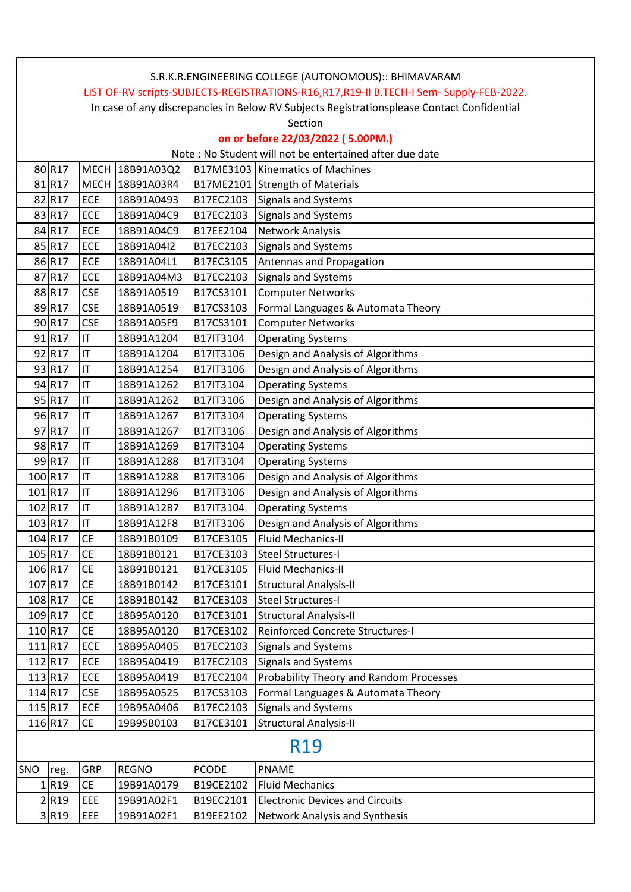S.R.K.R.ENGINEERING COLLEGE (AUTONOMOUS):: BHIMAVARAM

LIST OF-RV scripts-SUBJECTS-REGISTRATIONS-R16,R17,R19-II B.TECH-I Sem- Supply-FEB-2022.

In case of any discrepancies in Below RV Subjects Registrationsplease Contact Confidential Section

**on or before 22/03/2022 ( 5.00PM.)**

Note : No Student will not be entertained after due date

| | | | | | |
|---|---|---|---|---|---|
| 80 | R17 | MECH | 18B91A03Q2 | B17ME3103 | Kinematics of Machines |
| 81 | R17 | MECH | 18B91A03R4 | B17ME2101 | Strength of Materials |
| 82 | R17 | ECE | 18B91A0493 | B17EC2103 | Signals and Systems |
| 83 | R17 | ECE | 18B91A04C9 | B17EC2103 | Signals and Systems |
| 84 | R17 | ECE | 18B91A04C9 | B17EE2104 | Network Analysis |
| 85 | R17 | ECE | 18B91A04I2 | B17EC2103 | Signals and Systems |
| 86 | R17 | ECE | 18B91A04L1 | B17EC3105 | Antennas and Propagation |
| 87 | R17 | ECE | 18B91A04M3 | B17EC2103 | Signals and Systems |
| 88 | R17 | CSE | 18B91A0519 | B17CS3101 | Computer Networks |
| 89 | R17 | CSE | 18B91A0519 | B17CS3103 | Formal Languages & Automata Theory |
| 90 | R17 | CSE | 18B91A05F9 | B17CS3101 | Computer Networks |
| 91 | R17 | IT | 18B91A1204 | B17IT3104 | Operating Systems |
| 92 | R17 | IT | 18B91A1204 | B17IT3106 | Design and Analysis of Algorithms |
| 93 | R17 | IT | 18B91A1254 | B17IT3106 | Design and Analysis of Algorithms |
| 94 | R17 | IT | 18B91A1262 | B17IT3104 | Operating Systems |
| 95 | R17 | IT | 18B91A1262 | B17IT3106 | Design and Analysis of Algorithms |
| 96 | R17 | IT | 18B91A1267 | B17IT3104 | Operating Systems |
| 97 | R17 | IT | 18B91A1267 | B17IT3106 | Design and Analysis of Algorithms |
| 98 | R17 | IT | 18B91A1269 | B17IT3104 | Operating Systems |
| 99 | R17 | IT | 18B91A1288 | B17IT3104 | Operating Systems |
| 100 | R17 | IT | 18B91A1288 | B17IT3106 | Design and Analysis of Algorithms |
| 101 | R17 | IT | 18B91A1296 | B17IT3106 | Design and Analysis of Algorithms |
| 102 | R17 | IT | 18B91A12B7 | B17IT3104 | Operating Systems |
| 103 | R17 | IT | 18B91A12F8 | B17IT3106 | Design and Analysis of Algorithms |
| 104 | R17 | CE | 18B91B0109 | B17CE3105 | Fluid Mechanics-II |
| 105 | R17 | CE | 18B91B0121 | B17CE3103 | Steel Structures-I |
| 106 | R17 | CE | 18B91B0121 | B17CE3105 | Fluid Mechanics-II |
| 107 | R17 | CE | 18B91B0142 | B17CE3101 | Structural Analysis-II |
| 108 | R17 | CE | 18B91B0142 | B17CE3103 | Steel Structures-I |
| 109 | R17 | CE | 18B95A0120 | B17CE3101 | Structural Analysis-II |
| 110 | R17 | CE | 18B95A0120 | B17CE3102 | Reinforced Concrete Structures-I |
| 111 | R17 | ECE | 18B95A0405 | B17EC2103 | Signals and Systems |
| 112 | R17 | ECE | 18B95A0419 | B17EC2103 | Signals and Systems |
| 113 | R17 | ECE | 18B95A0419 | B17EC2104 | Probability Theory and Random Processes |
| 114 | R17 | CSE | 18B95A0525 | B17CS3103 | Formal Languages & Automata Theory |
| 115 | R17 | ECE | 19B95A0406 | B17EC2103 | Signals and Systems |
| 116 | R17 | CE | 19B95B0103 | B17CE3101 | Structural Analysis-II |

## R19

| SNO | reg. | GRP | REGNO | PCODE | PNAME |
|---|---|---|---|---|---|
| 1 | R19 | CE | 19B91A0179 | B19CE2102 | Fluid Mechanics |
| 2 | R19 | EEE | 19B91A02F1 | B19EC2101 | Electronic Devices and Circuits |
| 3 | R19 | EEE | 19B91A02F1 | B19EE2102 | Network Analysis and Synthesis |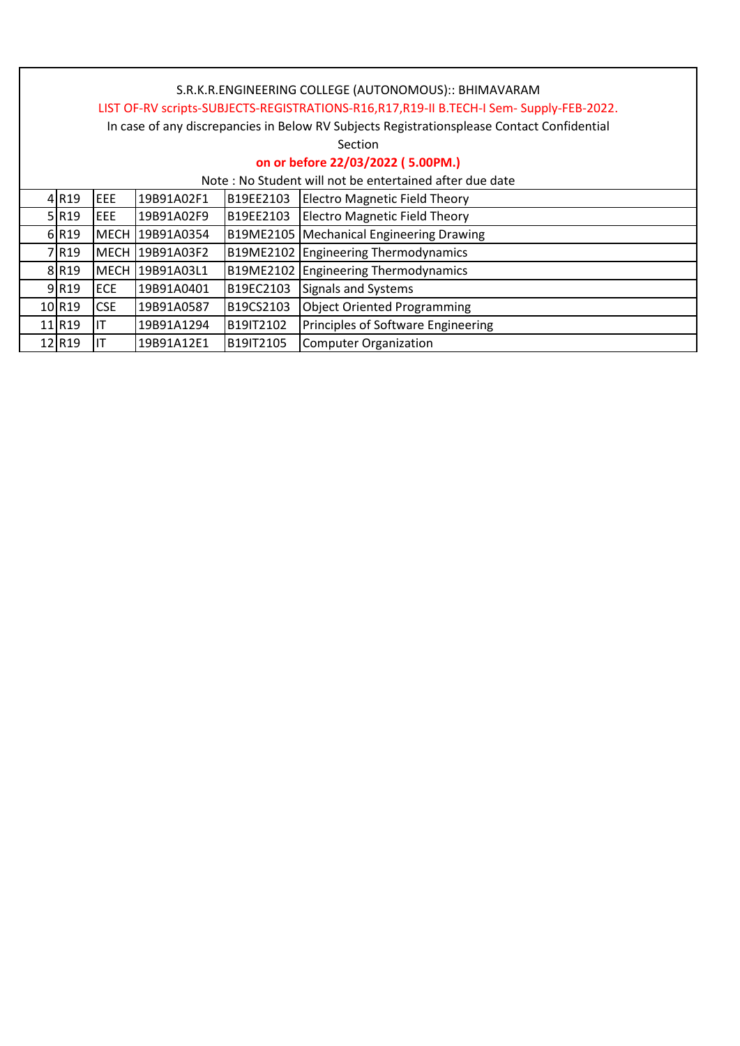S.R.K.R.ENGINEERING COLLEGE (AUTONOMOUS):: BHIMAVARAM

LIST OF-RV scripts-SUBJECTS-REGISTRATIONS-R16,R17,R19-II B.TECH-I Sem- Supply-FEB-2022.

In case of any discrepancies in Below RV Subjects Registrationsplease Contact Confidential Section

**on or before 22/03/2022 ( 5.00PM.)**

Note : No Student will not be entertained after due date

| | | | | | |
|---|---|---|---|---|---|
| 4 | R19 | EEE | 19B91A02F1 | B19EE2103 | Electro Magnetic Field Theory |
| 5 | R19 | EEE | 19B91A02F9 | B19EE2103 | Electro Magnetic Field Theory |
| 6 | R19 | MECH | 19B91A0354 | B19ME2105 | Mechanical Engineering Drawing |
| 7 | R19 | MECH | 19B91A03F2 | B19ME2102 | Engineering Thermodynamics |
| 8 | R19 | MECH | 19B91A03L1 | B19ME2102 | Engineering Thermodynamics |
| 9 | R19 | ECE | 19B91A0401 | B19EC2103 | Signals and Systems |
| 10 | R19 | CSE | 19B91A0587 | B19CS2103 | Object Oriented Programming |
| 11 | R19 | IT | 19B91A1294 | B19IT2102 | Principles of Software Engineering |
| 12 | R19 | IT | 19B91A12E1 | B19IT2105 | Computer Organization |